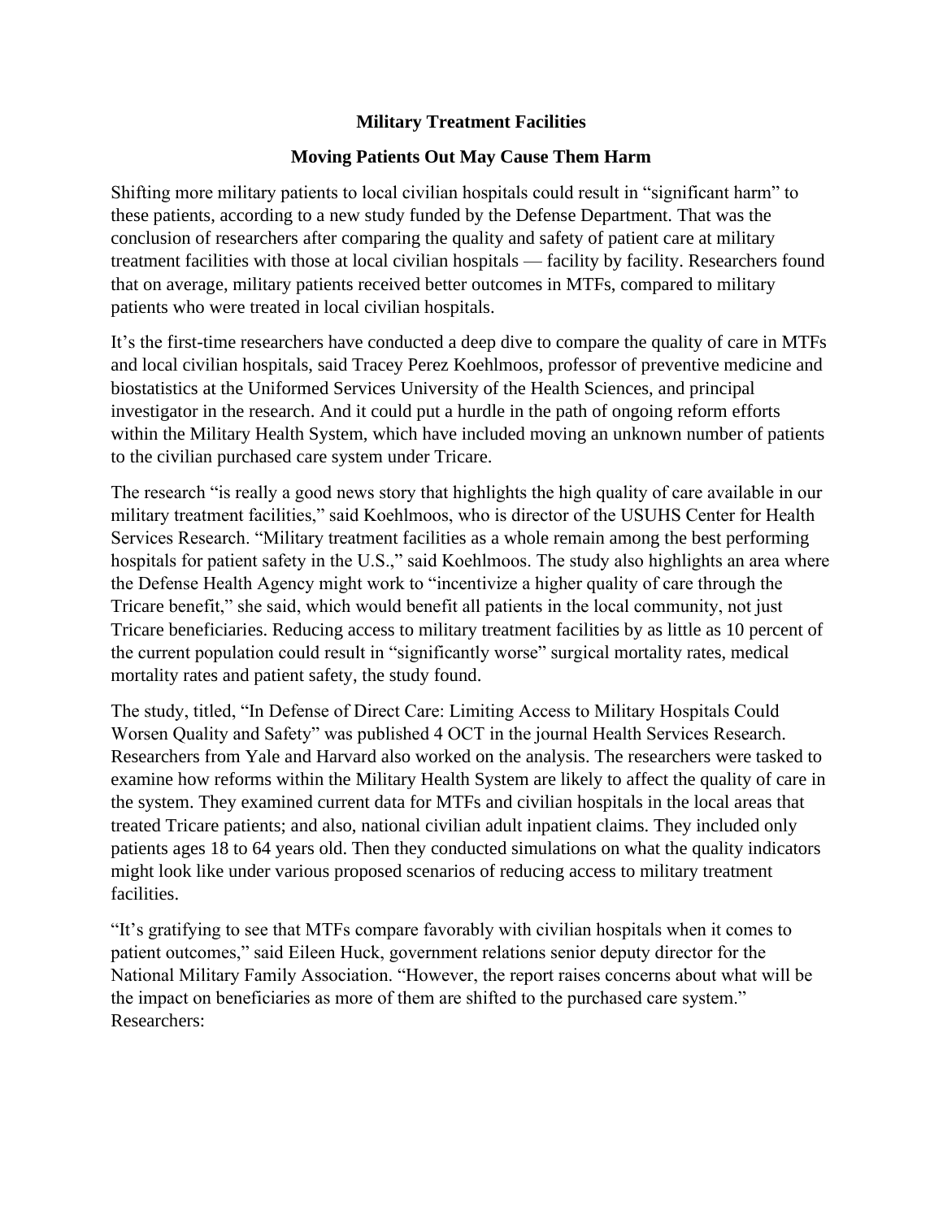**Military Treatment Facilities**

**Moving Patients Out May Cause Them Harm**

Shifting more military patients to local civilian hospitals could result in "significant harm" to these patients, according to a new study funded by the Defense Department. That was the conclusion of researchers after comparing the quality and safety of patient care at military treatment facilities with those at local civilian hospitals — facility by facility. Researchers found that on average, military patients received better outcomes in MTFs, compared to military patients who were treated in local civilian hospitals.

It's the first-time researchers have conducted a deep dive to compare the quality of care in MTFs and local civilian hospitals, said Tracey Perez Koehlmoos, professor of preventive medicine and biostatistics at the Uniformed Services University of the Health Sciences, and principal investigator in the research. And it could put a hurdle in the path of ongoing reform efforts within the Military Health System, which have included moving an unknown number of patients to the civilian purchased care system under Tricare.

The research "is really a good news story that highlights the high quality of care available in our military treatment facilities," said Koehlmoos, who is director of the USUHS Center for Health Services Research. "Military treatment facilities as a whole remain among the best performing hospitals for patient safety in the U.S.," said Koehlmoos. The study also highlights an area where the Defense Health Agency might work to "incentivize a higher quality of care through the Tricare benefit," she said, which would benefit all patients in the local community, not just Tricare beneficiaries. Reducing access to military treatment facilities by as little as 10 percent of the current population could result in "significantly worse" surgical mortality rates, medical mortality rates and patient safety, the study found.

The study, titled, "In Defense of Direct Care: Limiting Access to Military Hospitals Could Worsen Quality and Safety" was published 4 OCT in the journal Health Services Research. Researchers from Yale and Harvard also worked on the analysis. The researchers were tasked to examine how reforms within the Military Health System are likely to affect the quality of care in the system. They examined current data for MTFs and civilian hospitals in the local areas that treated Tricare patients; and also, national civilian adult inpatient claims. They included only patients ages 18 to 64 years old. Then they conducted simulations on what the quality indicators might look like under various proposed scenarios of reducing access to military treatment facilities.

"It's gratifying to see that MTFs compare favorably with civilian hospitals when it comes to patient outcomes," said Eileen Huck, government relations senior deputy director for the National Military Family Association. "However, the report raises concerns about what will be the impact on beneficiaries as more of them are shifted to the purchased care system."
Researchers: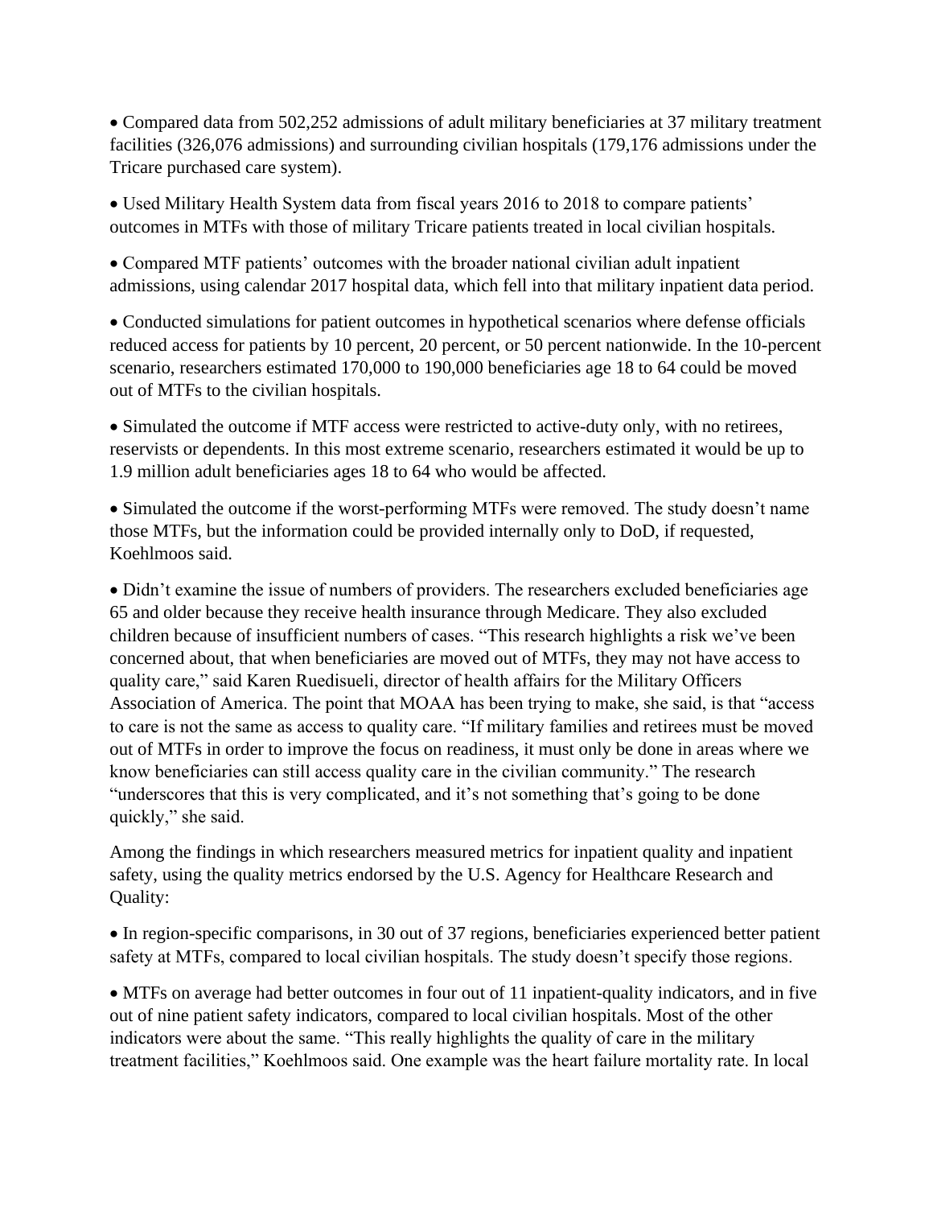- Compared data from 502,252 admissions of adult military beneficiaries at 37 military treatment facilities (326,076 admissions) and surrounding civilian hospitals (179,176 admissions under the Tricare purchased care system).

- Used Military Health System data from fiscal years 2016 to 2018 to compare patients' outcomes in MTFs with those of military Tricare patients treated in local civilian hospitals.

- Compared MTF patients' outcomes with the broader national civilian adult inpatient admissions, using calendar 2017 hospital data, which fell into that military inpatient data period.

- Conducted simulations for patient outcomes in hypothetical scenarios where defense officials reduced access for patients by 10 percent, 20 percent, or 50 percent nationwide. In the 10-percent scenario, researchers estimated 170,000 to 190,000 beneficiaries age 18 to 64 could be moved out of MTFs to the civilian hospitals.

- Simulated the outcome if MTF access were restricted to active-duty only, with no retirees, reservists or dependents. In this most extreme scenario, researchers estimated it would be up to 1.9 million adult beneficiaries ages 18 to 64 who would be affected.

- Simulated the outcome if the worst-performing MTFs were removed. The study doesn't name those MTFs, but the information could be provided internally only to DoD, if requested, Koehlmoos said.

- Didn't examine the issue of numbers of providers. The researchers excluded beneficiaries age 65 and older because they receive health insurance through Medicare. They also excluded children because of insufficient numbers of cases. "This research highlights a risk we've been concerned about, that when beneficiaries are moved out of MTFs, they may not have access to quality care," said Karen Ruedisueli, director of health affairs for the Military Officers Association of America. The point that MOAA has been trying to make, she said, is that "access to care is not the same as access to quality care. "If military families and retirees must be moved out of MTFs in order to improve the focus on readiness, it must only be done in areas where we know beneficiaries can still access quality care in the civilian community." The research "underscores that this is very complicated, and it's not something that's going to be done quickly," she said.

Among the findings in which researchers measured metrics for inpatient quality and inpatient safety, using the quality metrics endorsed by the U.S. Agency for Healthcare Research and Quality:

- In region-specific comparisons, in 30 out of 37 regions, beneficiaries experienced better patient safety at MTFs, compared to local civilian hospitals. The study doesn't specify those regions.

- MTFs on average had better outcomes in four out of 11 inpatient-quality indicators, and in five out of nine patient safety indicators, compared to local civilian hospitals. Most of the other indicators were about the same. "This really highlights the quality of care in the military treatment facilities," Koehlmoos said. One example was the heart failure mortality rate. In local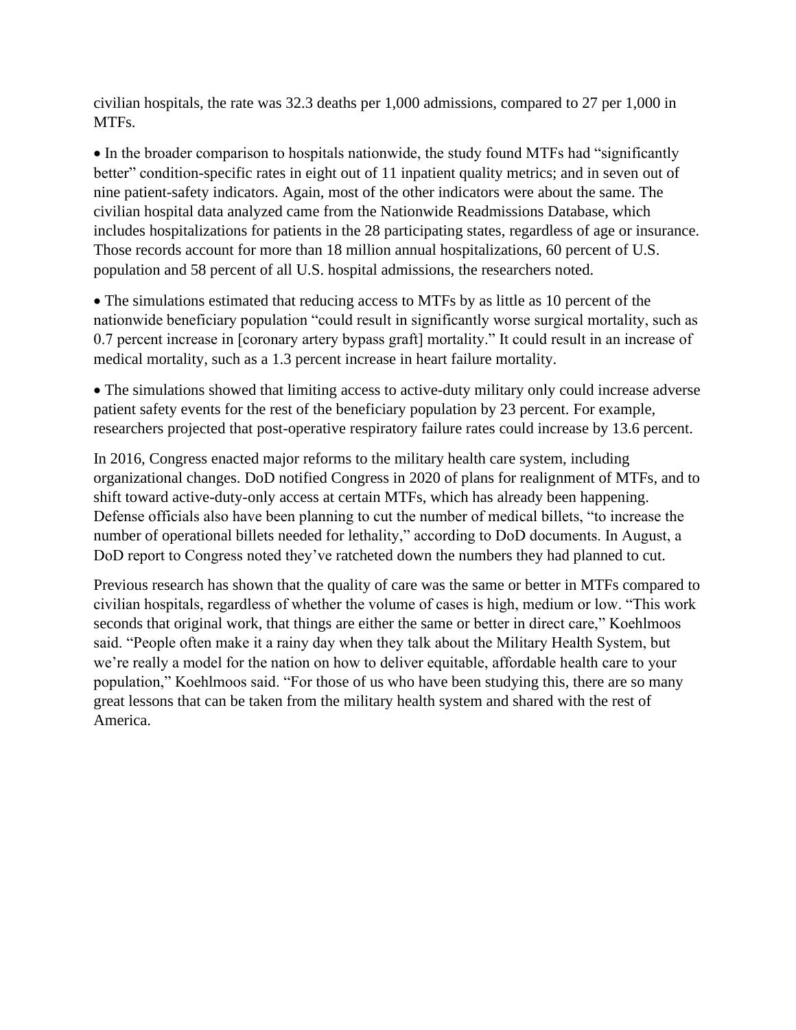civilian hospitals, the rate was 32.3 deaths per 1,000 admissions, compared to 27 per 1,000 in MTFs.

- In the broader comparison to hospitals nationwide, the study found MTFs had "significantly better" condition-specific rates in eight out of 11 inpatient quality metrics; and in seven out of nine patient-safety indicators. Again, most of the other indicators were about the same. The civilian hospital data analyzed came from the Nationwide Readmissions Database, which includes hospitalizations for patients in the 28 participating states, regardless of age or insurance. Those records account for more than 18 million annual hospitalizations, 60 percent of U.S. population and 58 percent of all U.S. hospital admissions, the researchers noted.

- The simulations estimated that reducing access to MTFs by as little as 10 percent of the nationwide beneficiary population "could result in significantly worse surgical mortality, such as 0.7 percent increase in [coronary artery bypass graft] mortality." It could result in an increase of medical mortality, such as a 1.3 percent increase in heart failure mortality.

- The simulations showed that limiting access to active-duty military only could increase adverse patient safety events for the rest of the beneficiary population by 23 percent. For example, researchers projected that post-operative respiratory failure rates could increase by 13.6 percent.

In 2016, Congress enacted major reforms to the military health care system, including organizational changes. DoD notified Congress in 2020 of plans for realignment of MTFs, and to shift toward active-duty-only access at certain MTFs, which has already been happening. Defense officials also have been planning to cut the number of medical billets, "to increase the number of operational billets needed for lethality," according to DoD documents. In August, a DoD report to Congress noted they've ratcheted down the numbers they had planned to cut.

Previous research has shown that the quality of care was the same or better in MTFs compared to civilian hospitals, regardless of whether the volume of cases is high, medium or low. "This work seconds that original work, that things are either the same or better in direct care," Koehlmoos said. "People often make it a rainy day when they talk about the Military Health System, but we're really a model for the nation on how to deliver equitable, affordable health care to your population," Koehlmoos said. "For those of us who have been studying this, there are so many great lessons that can be taken from the military health system and shared with the rest of America.